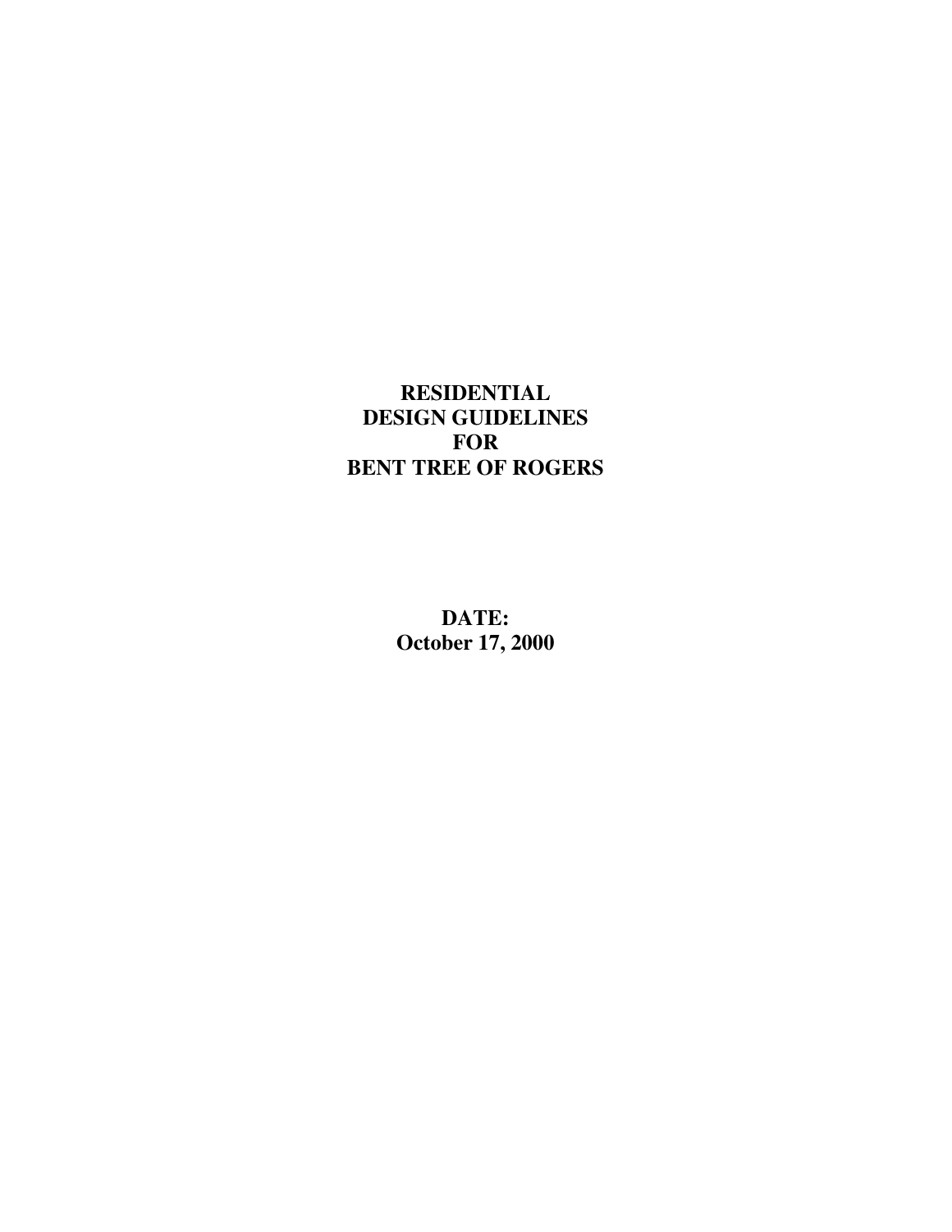# RESIDENTIAL DESIGN GUIDELINES FOR BENT TREE OF ROGERS

**DATE:**
**October 17, 2000**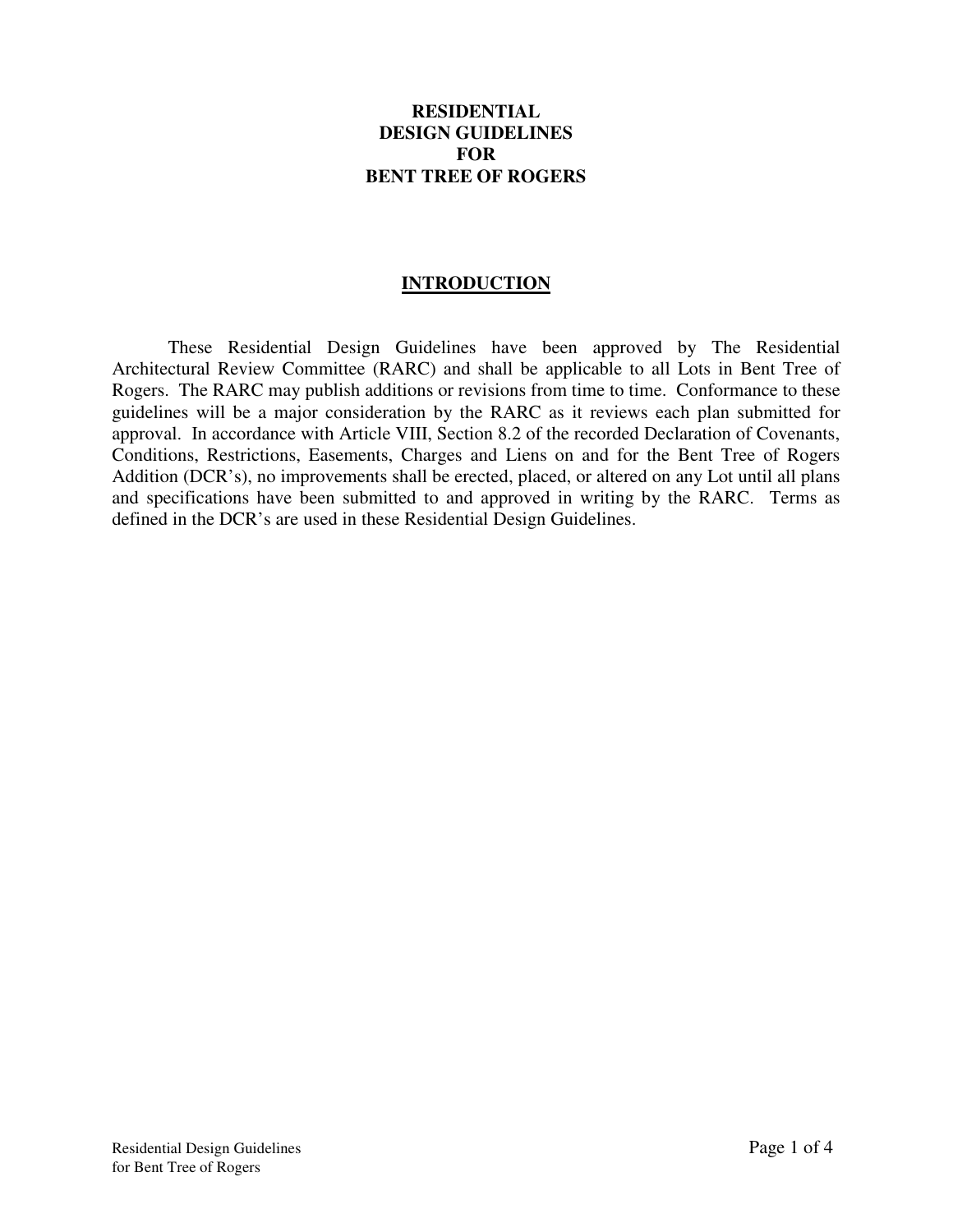# RESIDENTIAL DESIGN GUIDELINES FOR BENT TREE OF ROGERS

## INTRODUCTION

These Residential Design Guidelines have been approved by The Residential Architectural Review Committee (RARC) and shall be applicable to all Lots in Bent Tree of Rogers. The RARC may publish additions or revisions from time to time. Conformance to these guidelines will be a major consideration by the RARC as it reviews each plan submitted for approval. In accordance with Article VIII, Section 8.2 of the recorded Declaration of Covenants, Conditions, Restrictions, Easements, Charges and Liens on and for the Bent Tree of Rogers Addition (DCR's), no improvements shall be erected, placed, or altered on any Lot until all plans and specifications have been submitted to and approved in writing by the RARC. Terms as defined in the DCR's are used in these Residential Design Guidelines.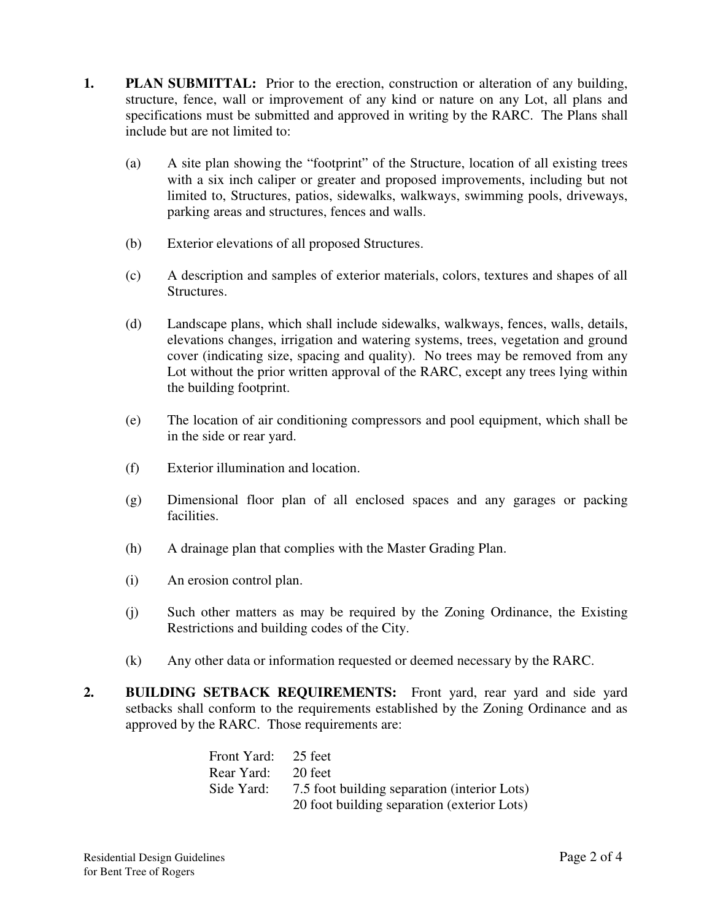1. **PLAN SUBMITTAL:** Prior to the erection, construction or alteration of any building, structure, fence, wall or improvement of any kind or nature on any Lot, all plans and specifications must be submitted and approved in writing by the RARC. The Plans shall include but are not limited to:

   (a) A site plan showing the "footprint" of the Structure, location of all existing trees with a six inch caliper or greater and proposed improvements, including but not limited to, Structures, patios, sidewalks, walkways, swimming pools, driveways, parking areas and structures, fences and walls.

   (b) Exterior elevations of all proposed Structures.

   (c) A description and samples of exterior materials, colors, textures and shapes of all Structures.

   (d) Landscape plans, which shall include sidewalks, walkways, fences, walls, details, elevations changes, irrigation and watering systems, trees, vegetation and ground cover (indicating size, spacing and quality). No trees may be removed from any Lot without the prior written approval of the RARC, except any trees lying within the building footprint.

   (e) The location of air conditioning compressors and pool equipment, which shall be in the side or rear yard.

   (f) Exterior illumination and location.

   (g) Dimensional floor plan of all enclosed spaces and any garages or packing facilities.

   (h) A drainage plan that complies with the Master Grading Plan.

   (i) An erosion control plan.

   (j) Such other matters as may be required by the Zoning Ordinance, the Existing Restrictions and building codes of the City.

   (k) Any other data or information requested or deemed necessary by the RARC.

2. **BUILDING SETBACK REQUIREMENTS:** Front yard, rear yard and side yard setbacks shall conform to the requirements established by the Zoning Ordinance and as approved by the RARC. Those requirements are:

   Front Yard: 25 feet
   Rear Yard: 20 feet
   Side Yard: 7.5 foot building separation (interior Lots)
   20 foot building separation (exterior Lots)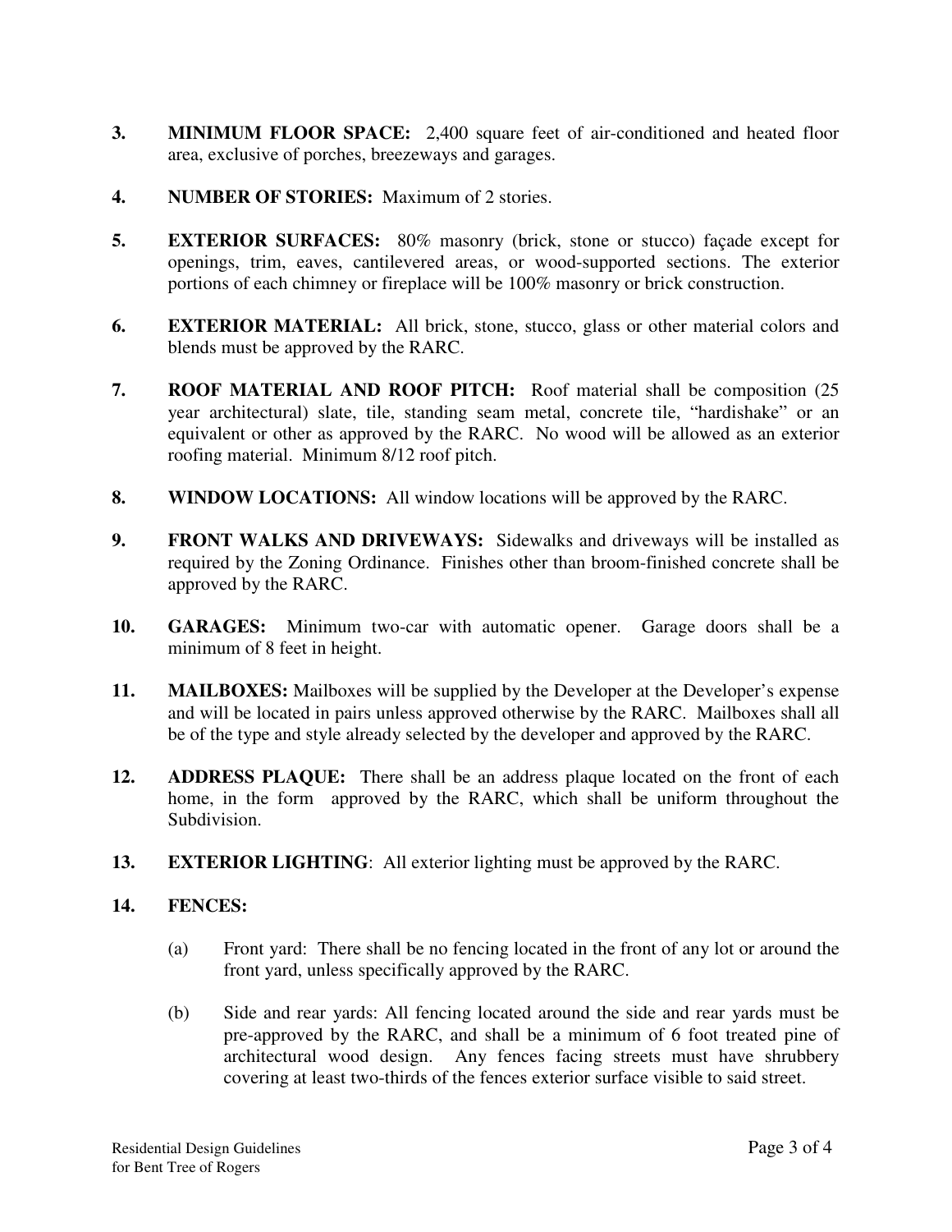3. **MINIMUM FLOOR SPACE:** 2,400 square feet of air-conditioned and heated floor area, exclusive of porches, breezeways and garages.

4. **NUMBER OF STORIES:** Maximum of 2 stories.

5. **EXTERIOR SURFACES:** 80% masonry (brick, stone or stucco) façade except for openings, trim, eaves, cantilevered areas, or wood-supported sections. The exterior portions of each chimney or fireplace will be 100% masonry or brick construction.

6. **EXTERIOR MATERIAL:** All brick, stone, stucco, glass or other material colors and blends must be approved by the RARC.

7. **ROOF MATERIAL AND ROOF PITCH:** Roof material shall be composition (25 year architectural) slate, tile, standing seam metal, concrete tile, "hardishake" or an equivalent or other as approved by the RARC. No wood will be allowed as an exterior roofing material. Minimum 8/12 roof pitch.

8. **WINDOW LOCATIONS:** All window locations will be approved by the RARC.

9. **FRONT WALKS AND DRIVEWAYS:** Sidewalks and driveways will be installed as required by the Zoning Ordinance. Finishes other than broom-finished concrete shall be approved by the RARC.

10. **GARAGES:** Minimum two-car with automatic opener. Garage doors shall be a minimum of 8 feet in height.

11. **MAILBOXES:** Mailboxes will be supplied by the Developer at the Developer's expense and will be located in pairs unless approved otherwise by the RARC. Mailboxes shall all be of the type and style already selected by the developer and approved by the RARC.

12. **ADDRESS PLAQUE:** There shall be an address plaque located on the front of each home, in the form approved by the RARC, which shall be uniform throughout the Subdivision.

13. **EXTERIOR LIGHTING**: All exterior lighting must be approved by the RARC.

14. **FENCES:**

    (a) Front yard: There shall be no fencing located in the front of any lot or around the front yard, unless specifically approved by the RARC.

    (b) Side and rear yards: All fencing located around the side and rear yards must be pre-approved by the RARC, and shall be a minimum of 6 foot treated pine of architectural wood design. Any fences facing streets must have shrubbery covering at least two-thirds of the fences exterior surface visible to said street.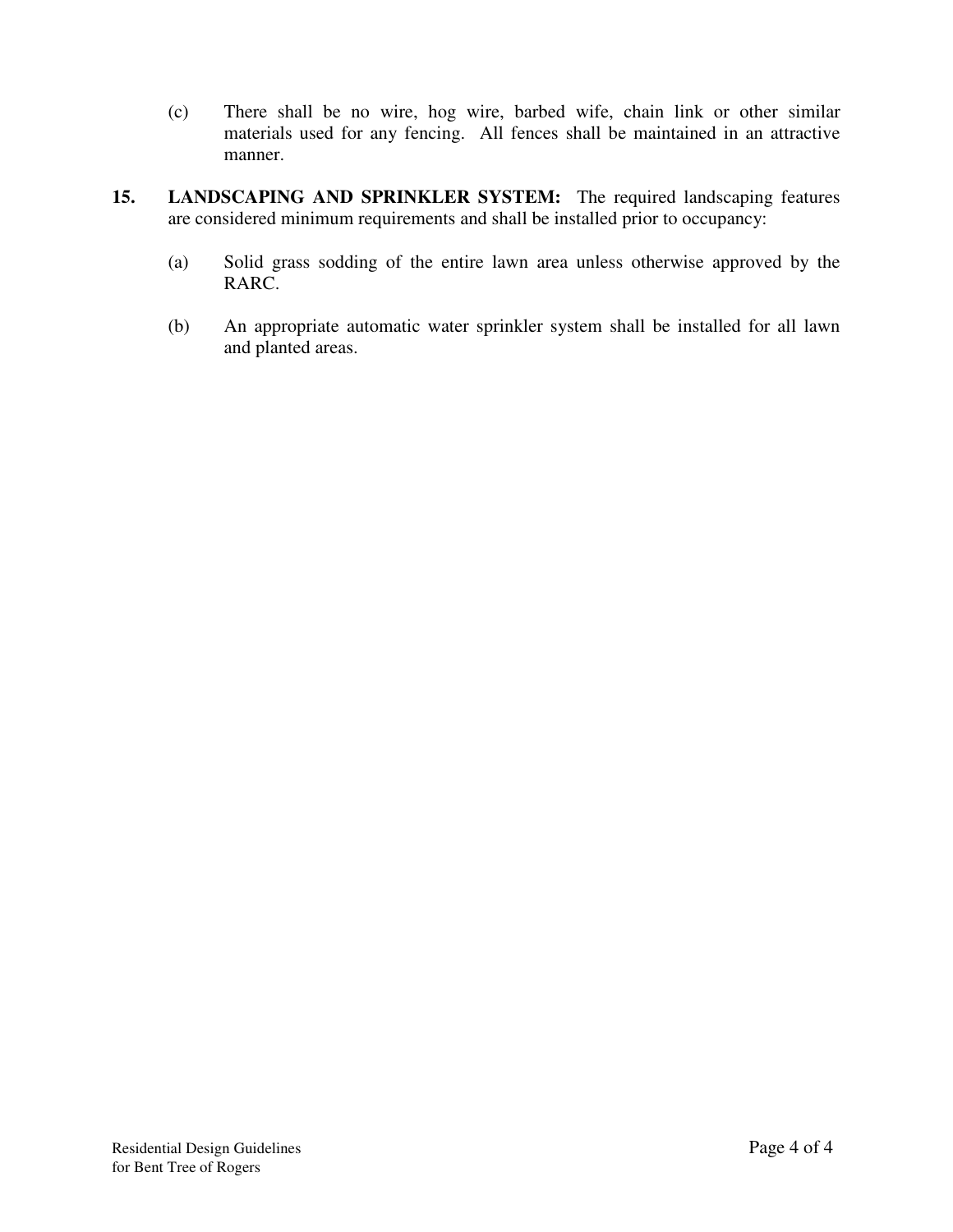(c) There shall be no wire, hog wire, barbed wife, chain link or other similar materials used for any fencing. All fences shall be maintained in an attractive manner.

**15. LANDSCAPING AND SPRINKLER SYSTEM:** The required landscaping features are considered minimum requirements and shall be installed prior to occupancy:

(a) Solid grass sodding of the entire lawn area unless otherwise approved by the RARC.

(b) An appropriate automatic water sprinkler system shall be installed for all lawn and planted areas.